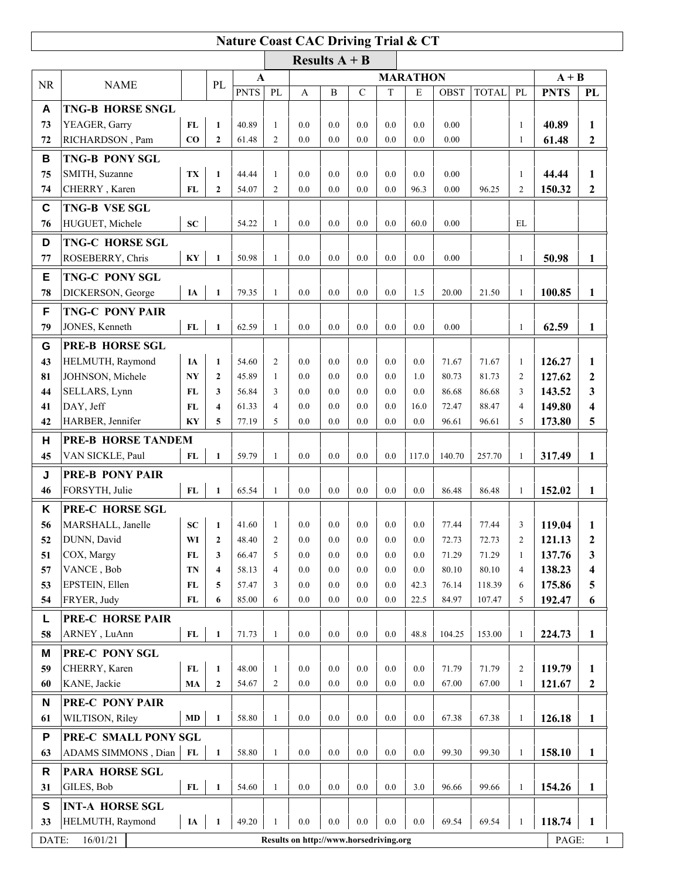# Nature Coast CAC Driving Trial & CT

## Results A + B

| NR | NAME | | PL | A PNTS | A PL | MARATHON A | B | C | T | E | OBST | TOTAL | PL | A + B PNTS | A + B PL |
|---|---|---|---|---|---|---|---|---|---|---|---|---|---|---|---|
| **A** | **TNG-B HORSE SNGL** | | | | | | | | | | | | | | |
| 73 | YEAGER, Garry | FL | 1 | 40.89 | 1 | 0.0 | 0.0 | 0.0 | 0.0 | 0.0 | 0.00 | | 1 | 40.89 | 1 |
| 72 | RICHARDSON , Pam | CO | 2 | 61.48 | 2 | 0.0 | 0.0 | 0.0 | 0.0 | 0.0 | 0.00 | | 1 | 61.48 | 2 |
| **B** | **TNG-B PONY SGL** | | | | | | | | | | | | | | |
| 75 | SMITH, Suzanne | TX | 1 | 44.44 | 1 | 0.0 | 0.0 | 0.0 | 0.0 | 0.0 | 0.00 | | 1 | 44.44 | 1 |
| 74 | CHERRY , Karen | FL | 2 | 54.07 | 2 | 0.0 | 0.0 | 0.0 | 0.0 | 96.3 | 0.00 | 96.25 | 2 | 150.32 | 2 |
| **C** | **TNG-B VSE SGL** | | | | | | | | | | | | | | |
| 76 | HUGUET, Michele | SC | | 54.22 | 1 | 0.0 | 0.0 | 0.0 | 0.0 | 60.0 | 0.00 | | EL | | |
| **D** | **TNG-C HORSE SGL** | | | | | | | | | | | | | | |
| 77 | ROSEBERRY, Chris | KY | 1 | 50.98 | 1 | 0.0 | 0.0 | 0.0 | 0.0 | 0.0 | 0.00 | | 1 | 50.98 | 1 |
| **E** | **TNG-C PONY SGL** | | | | | | | | | | | | | | |
| 78 | DICKERSON, George | IA | 1 | 79.35 | 1 | 0.0 | 0.0 | 0.0 | 0.0 | 1.5 | 20.00 | 21.50 | 1 | 100.85 | 1 |
| **F** | **TNG-C PONY PAIR** | | | | | | | | | | | | | | |
| 79 | JONES, Kenneth | FL | 1 | 62.59 | 1 | 0.0 | 0.0 | 0.0 | 0.0 | 0.0 | 0.00 | | 1 | 62.59 | 1 |
| **G** | **PRE-B HORSE SGL** | | | | | | | | | | | | | | |
| 43 | HELMUTH, Raymond | IA | 1 | 54.60 | 2 | 0.0 | 0.0 | 0.0 | 0.0 | 0.0 | 71.67 | 71.67 | 1 | 126.27 | 1 |
| 81 | JOHNSON, Michele | NY | 2 | 45.89 | 1 | 0.0 | 0.0 | 0.0 | 0.0 | 1.0 | 80.73 | 81.73 | 2 | 127.62 | 2 |
| 44 | SELLARS, Lynn | FL | 3 | 56.84 | 3 | 0.0 | 0.0 | 0.0 | 0.0 | 0.0 | 86.68 | 86.68 | 3 | 143.52 | 3 |
| 41 | DAY, Jeff | FL | 4 | 61.33 | 4 | 0.0 | 0.0 | 0.0 | 0.0 | 16.0 | 72.47 | 88.47 | 4 | 149.80 | 4 |
| 42 | HARBER, Jennifer | KY | 5 | 77.19 | 5 | 0.0 | 0.0 | 0.0 | 0.0 | 0.0 | 96.61 | 96.61 | 5 | 173.80 | 5 |
| **H** | **PRE-B HORSE TANDEM** | | | | | | | | | | | | | | |
| 45 | VAN SICKLE, Paul | FL | 1 | 59.79 | 1 | 0.0 | 0.0 | 0.0 | 0.0 | 117.0 | 140.70 | 257.70 | 1 | 317.49 | 1 |
| **J** | **PRE-B PONY PAIR** | | | | | | | | | | | | | | |
| 46 | FORSYTH, Julie | FL | 1 | 65.54 | 1 | 0.0 | 0.0 | 0.0 | 0.0 | 0.0 | 86.48 | 86.48 | 1 | 152.02 | 1 |
| **K** | **PRE-C HORSE SGL** | | | | | | | | | | | | | | |
| 56 | MARSHALL, Janelle | SC | 1 | 41.60 | 1 | 0.0 | 0.0 | 0.0 | 0.0 | 0.0 | 77.44 | 77.44 | 3 | 119.04 | 1 |
| 52 | DUNN, David | WI | 2 | 48.40 | 2 | 0.0 | 0.0 | 0.0 | 0.0 | 0.0 | 72.73 | 72.73 | 2 | 121.13 | 2 |
| 51 | COX, Margy | FL | 3 | 66.47 | 5 | 0.0 | 0.0 | 0.0 | 0.0 | 0.0 | 71.29 | 71.29 | 1 | 137.76 | 3 |
| 57 | VANCE , Bob | TN | 4 | 58.13 | 4 | 0.0 | 0.0 | 0.0 | 0.0 | 0.0 | 80.10 | 80.10 | 4 | 138.23 | 4 |
| 53 | EPSTEIN, Ellen | FL | 5 | 57.47 | 3 | 0.0 | 0.0 | 0.0 | 0.0 | 42.3 | 76.14 | 118.39 | 6 | 175.86 | 5 |
| 54 | FRYER, Judy | FL | 6 | 85.00 | 6 | 0.0 | 0.0 | 0.0 | 0.0 | 22.5 | 84.97 | 107.47 | 5 | 192.47 | 6 |
| **L** | **PRE-C HORSE PAIR** | | | | | | | | | | | | | | |
| 58 | ARNEY , LuAnn | FL | 1 | 71.73 | 1 | 0.0 | 0.0 | 0.0 | 0.0 | 48.8 | 104.25 | 153.00 | 1 | 224.73 | 1 |
| **M** | **PRE-C PONY SGL** | | | | | | | | | | | | | | |
| 59 | CHERRY, Karen | FL | 1 | 48.00 | 1 | 0.0 | 0.0 | 0.0 | 0.0 | 0.0 | 71.79 | 71.79 | 2 | 119.79 | 1 |
| 60 | KANE, Jackie | MA | 2 | 54.67 | 2 | 0.0 | 0.0 | 0.0 | 0.0 | 0.0 | 67.00 | 67.00 | 1 | 121.67 | 2 |
| **N** | **PRE-C PONY PAIR** | | | | | | | | | | | | | | |
| 61 | WILTISON, Riley | MD | 1 | 58.80 | 1 | 0.0 | 0.0 | 0.0 | 0.0 | 0.0 | 67.38 | 67.38 | 1 | 126.18 | 1 |
| **P** | **PRE-C SMALL PONY SGL** | | | | | | | | | | | | | | |
| 63 | ADAMS SIMMONS , Dian | FL | 1 | 58.80 | 1 | 0.0 | 0.0 | 0.0 | 0.0 | 0.0 | 99.30 | 99.30 | 1 | 158.10 | 1 |
| **R** | **PARA HORSE SGL** | | | | | | | | | | | | | | |
| 31 | GILES, Bob | FL | 1 | 54.60 | 1 | 0.0 | 0.0 | 0.0 | 0.0 | 3.0 | 96.66 | 99.66 | 1 | 154.26 | 1 |
| **S** | **INT-A HORSE SGL** | | | | | | | | | | | | | | |
| 33 | HELMUTH, Raymond | IA | 1 | 49.20 | 1 | 0.0 | 0.0 | 0.0 | 0.0 | 0.0 | 69.54 | 69.54 | 1 | 118.74 | 1 |

DATE: 16/01/21

Results on http://www.horsedriving.org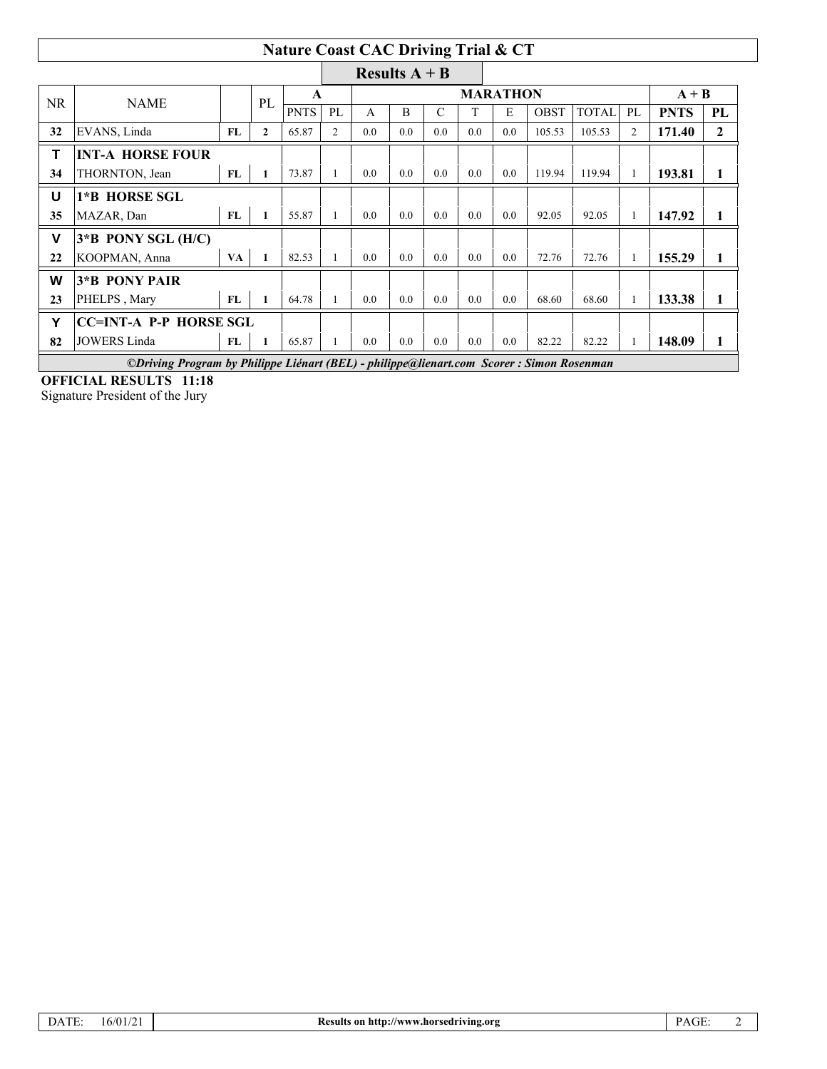# Nature Coast CAC Driving Trial & CT

## Results A + B

| NR | NAME | | PL | A | | MARATHON | | | | | | | | A + B | |
|---|---|---|---|---|---|---|---|---|---|---|---|---|---|---|---|
| | | | | PNTS | PL | A | B | C | T | E | OBST | TOTAL | PL | PNTS | PL |
| 32 | EVANS, Linda | FL | 2 | 65.87 | 2 | 0.0 | 0.0 | 0.0 | 0.0 | 0.0 | 105.53 | 105.53 | 2 | 171.40 | 2 |
| T | INT-A HORSE FOUR | | | | | | | | | | | | | | |
| 34 | THORNTON, Jean | FL | 1 | 73.87 | 1 | 0.0 | 0.0 | 0.0 | 0.0 | 0.0 | 119.94 | 119.94 | 1 | 193.81 | 1 |
| U | 1*B HORSE SGL | | | | | | | | | | | | | | |
| 35 | MAZAR, Dan | FL | 1 | 55.87 | 1 | 0.0 | 0.0 | 0.0 | 0.0 | 0.0 | 92.05 | 92.05 | 1 | 147.92 | 1 |
| V | 3*B PONY SGL (H/C) | | | | | | | | | | | | | | |
| 22 | KOOPMAN, Anna | VA | 1 | 82.53 | 1 | 0.0 | 0.0 | 0.0 | 0.0 | 0.0 | 72.76 | 72.76 | 1 | 155.29 | 1 |
| W | 3*B PONY PAIR | | | | | | | | | | | | | | |
| 23 | PHELPS , Mary | FL | 1 | 64.78 | 1 | 0.0 | 0.0 | 0.0 | 0.0 | 0.0 | 68.60 | 68.60 | 1 | 133.38 | 1 |
| Y | CC=INT-A P-P HORSE SGL | | | | | | | | | | | | | | |
| 82 | JOWERS Linda | FL | 1 | 65.87 | 1 | 0.0 | 0.0 | 0.0 | 0.0 | 0.0 | 82.22 | 82.22 | 1 | 148.09 | 1 |

*©Driving Program by Philippe Liénart (BEL) - philippe@lienart.com Scorer : Simon Rosenman*

**OFFICIAL RESULTS 11:18**

Signature President of the Jury

DATE: 16/01/21 | **Results on http://www.horsedriving.org**